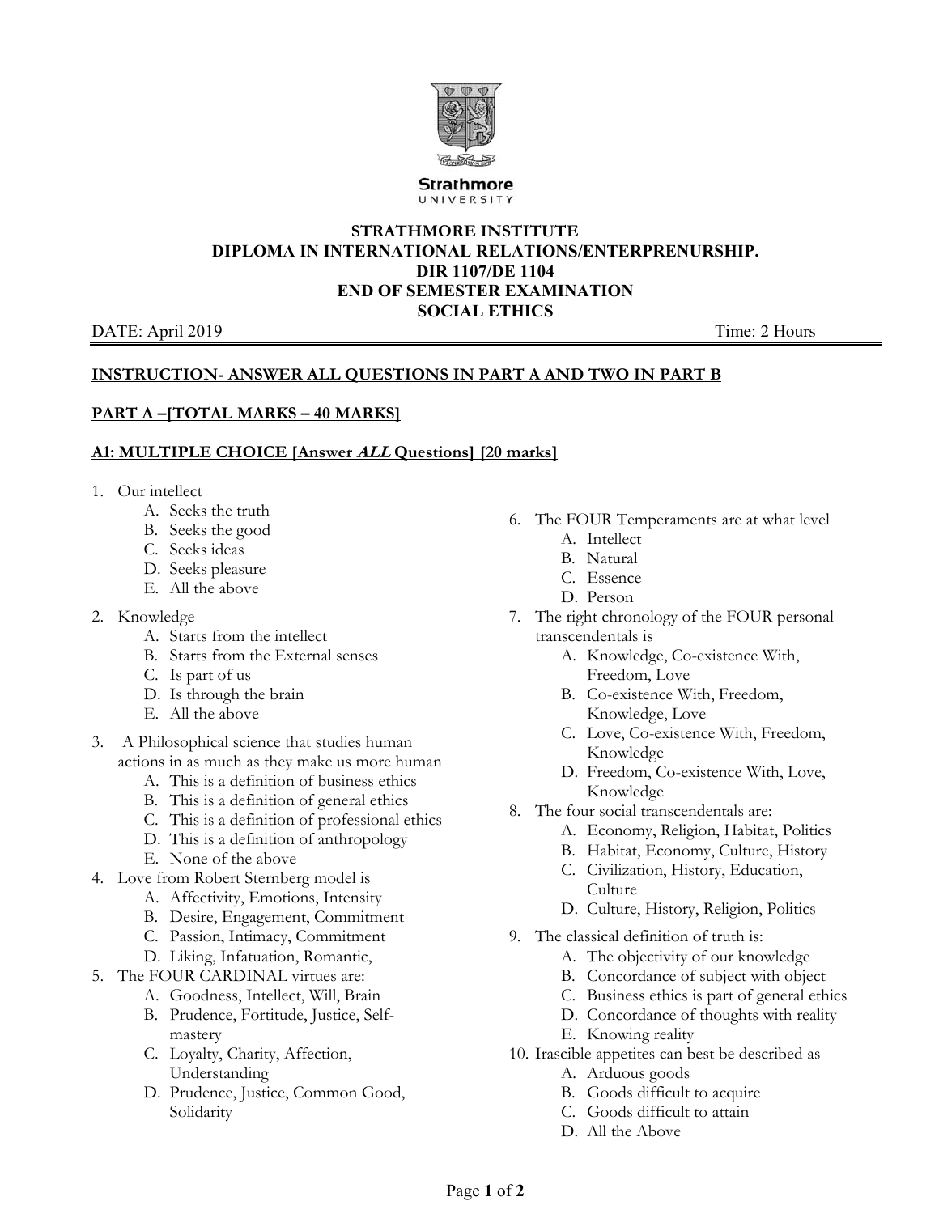Strathmore UNIVERSITY

**STRATHMORE INSTITUTE**
**DIPLOMA IN INTERNATIONAL RELATIONS/ENTERPRENURSHIP.**
**DIR 1107/DE 1104**
**END OF SEMESTER EXAMINATION**
**SOCIAL ETHICS**

DATE: April 2019 Time: 2 Hours

**INSTRUCTION- ANSWER ALL QUESTIONS IN PART A AND TWO IN PART B**

**PART A –[TOTAL MARKS – 40 MARKS]**

**A1: MULTIPLE CHOICE [Answer *ALL* Questions] [20 marks]**

1. Our intellect
   - A. Seeks the truth
   - B. Seeks the good
   - C. Seeks ideas
   - D. Seeks pleasure
   - E. All the above
2. Knowledge
   - A. Starts from the intellect
   - B. Starts from the External senses
   - C. Is part of us
   - D. Is through the brain
   - E. All the above
3. A Philosophical science that studies human actions in as much as they make us more human
   - A. This is a definition of business ethics
   - B. This is a definition of general ethics
   - C. This is a definition of professional ethics
   - D. This is a definition of anthropology
   - E. None of the above
4. Love from Robert Sternberg model is
   - A. Affectivity, Emotions, Intensity
   - B. Desire, Engagement, Commitment
   - C. Passion, Intimacy, Commitment
   - D. Liking, Infatuation, Romantic,
5. The FOUR CARDINAL virtues are:
   - A. Goodness, Intellect, Will, Brain
   - B. Prudence, Fortitude, Justice, Self-mastery
   - C. Loyalty, Charity, Affection, Understanding
   - D. Prudence, Justice, Common Good, Solidarity
6. The FOUR Temperaments are at what level
   - A. Intellect
   - B. Natural
   - C. Essence
   - D. Person
7. The right chronology of the FOUR personal transcendentals is
   - A. Knowledge, Co-existence With, Freedom, Love
   - B. Co-existence With, Freedom, Knowledge, Love
   - C. Love, Co-existence With, Freedom, Knowledge
   - D. Freedom, Co-existence With, Love, Knowledge
8. The four social transcendentals are:
   - A. Economy, Religion, Habitat, Politics
   - B. Habitat, Economy, Culture, History
   - C. Civilization, History, Education, Culture
   - D. Culture, History, Religion, Politics
9. The classical definition of truth is:
   - A. The objectivity of our knowledge
   - B. Concordance of subject with object
   - C. Business ethics is part of general ethics
   - D. Concordance of thoughts with reality
   - E. Knowing reality
10. Irascible appetites can best be described as
    - A. Arduous goods
    - B. Goods difficult to acquire
    - C. Goods difficult to attain
    - D. All the Above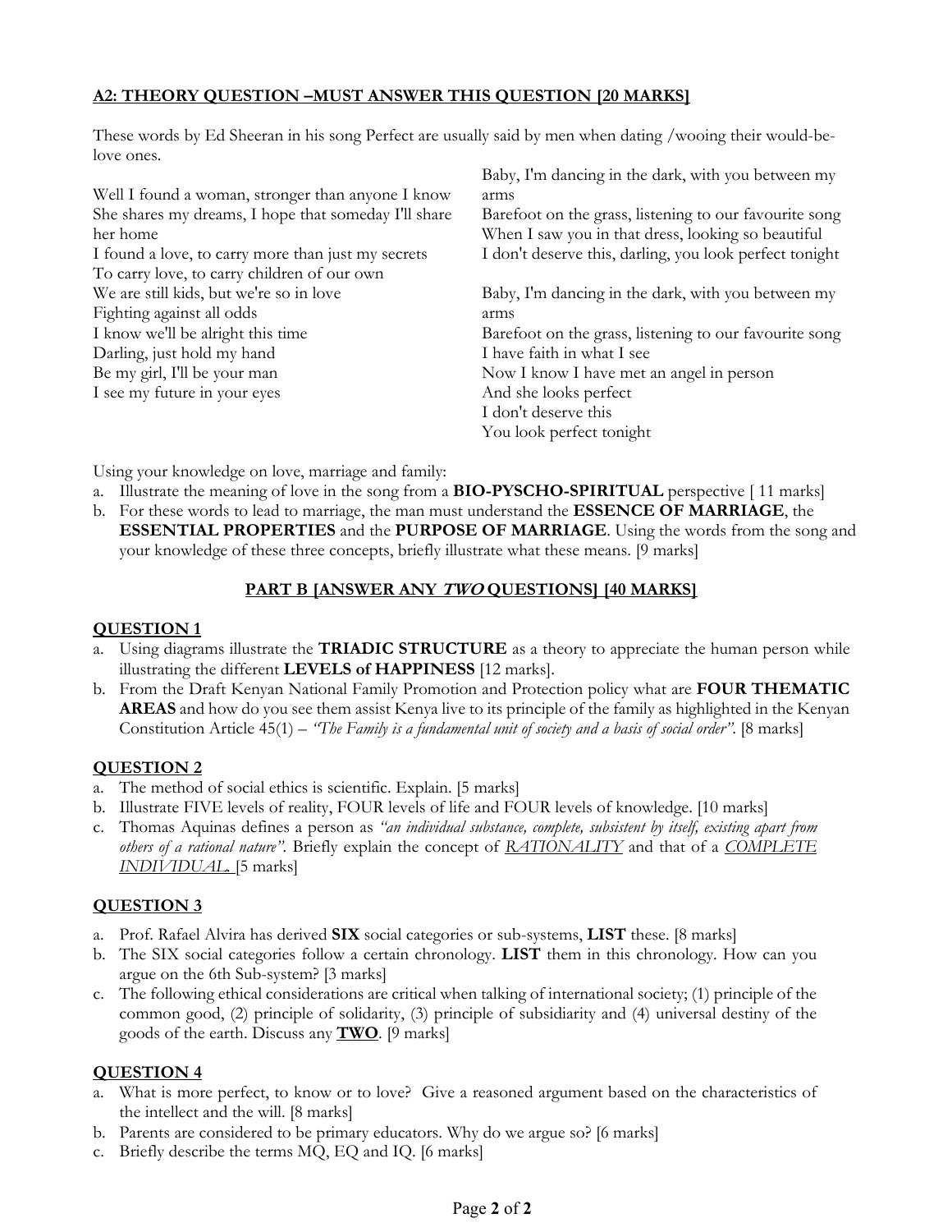## A2: THEORY QUESTION –MUST ANSWER THIS QUESTION [20 MARKS]

These words by Ed Sheeran in his song Perfect are usually said by men when dating /wooing their would-be-love ones.

Well I found a woman, stronger than anyone I know
She shares my dreams, I hope that someday I'll share her home
I found a love, to carry more than just my secrets
To carry love, to carry children of our own
We are still kids, but we're so in love
Fighting against all odds
I know we'll be alright this time
Darling, just hold my hand
Be my girl, I'll be your man
I see my future in your eyes

Baby, I'm dancing in the dark, with you between my arms
Barefoot on the grass, listening to our favourite song
When I saw you in that dress, looking so beautiful
I don't deserve this, darling, you look perfect tonight

Baby, I'm dancing in the dark, with you between my arms
Barefoot on the grass, listening to our favourite song
I have faith in what I see
Now I know I have met an angel in person
And she looks perfect
I don't deserve this
You look perfect tonight

Using your knowledge on love, marriage and family:

a. Illustrate the meaning of love in the song from a **BIO-PYSCHO-SPIRITUAL** perspective [ 11 marks]
b. For these words to lead to marriage, the man must understand the **ESSENCE OF MARRIAGE**, the **ESSENTIAL PROPERTIES** and the **PURPOSE OF MARRIAGE**. Using the words from the song and your knowledge of these three concepts, briefly illustrate what these means. [9 marks]

## PART B [ANSWER ANY *TWO* QUESTIONS] [40 MARKS]

### QUESTION 1

a. Using diagrams illustrate the **TRIADIC STRUCTURE** as a theory to appreciate the human person while illustrating the different **LEVELS of HAPPINESS** [12 marks].
b. From the Draft Kenyan National Family Promotion and Protection policy what are **FOUR THEMATIC AREAS** and how do you see them assist Kenya live to its principle of the family as highlighted in the Kenyan Constitution Article 45(1) – *"The Family is a fundamental unit of society and a basis of social order"*. [8 marks]

### QUESTION 2

a. The method of social ethics is scientific. Explain. [5 marks]
b. Illustrate FIVE levels of reality, FOUR levels of life and FOUR levels of knowledge. [10 marks]
c. Thomas Aquinas defines a person as *"an individual substance, complete, subsistent by itself, existing apart from others of a rational nature"*. Briefly explain the concept of <u>*RATIONALITY*</u> and that of a <u>*COMPLETE INDIVIDUAL.*</u> [5 marks]

### QUESTION 3

a. Prof. Rafael Alvira has derived **SIX** social categories or sub-systems, **LIST** these. [8 marks]
b. The SIX social categories follow a certain chronology. **LIST** them in this chronology. How can you argue on the 6th Sub-system? [3 marks]
c. The following ethical considerations are critical when talking of international society; (1) principle of the common good, (2) principle of solidarity, (3) principle of subsidiarity and (4) universal destiny of the goods of the earth. Discuss any <u>**TWO**</u>. [9 marks]

### QUESTION 4

a. What is more perfect, to know or to love? Give a reasoned argument based on the characteristics of the intellect and the will. [8 marks]
b. Parents are considered to be primary educators. Why do we argue so? [6 marks]
c. Briefly describe the terms MQ, EQ and IQ. [6 marks]